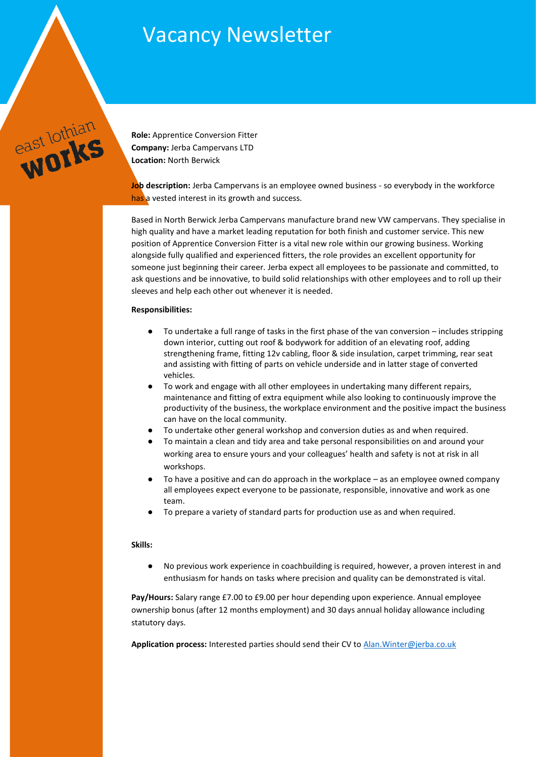# Vacancy Newsletter

east lothian **works**

**Role:** Apprentice Conversion Fitter
**Company:** Jerba Campervans LTD
**Location:** North Berwick

**Job description:** Jerba Campervans is an employee owned business - so everybody in the workforce has a vested interest in its growth and success.

Based in North Berwick Jerba Campervans manufacture brand new VW campervans. They specialise in high quality and have a market leading reputation for both finish and customer service. This new position of Apprentice Conversion Fitter is a vital new role within our growing business. Working alongside fully qualified and experienced fitters, the role provides an excellent opportunity for someone just beginning their career. Jerba expect all employees to be passionate and committed, to ask questions and be innovative, to build solid relationships with other employees and to roll up their sleeves and help each other out whenever it is needed.

**Responsibilities:**

- To undertake a full range of tasks in the first phase of the van conversion – includes stripping down interior, cutting out roof & bodywork for addition of an elevating roof, adding strengthening frame, fitting 12v cabling, floor & side insulation, carpet trimming, rear seat and assisting with fitting of parts on vehicle underside and in latter stage of converted vehicles.
- To work and engage with all other employees in undertaking many different repairs, maintenance and fitting of extra equipment while also looking to continuously improve the productivity of the business, the workplace environment and the positive impact the business can have on the local community.
- To undertake other general workshop and conversion duties as and when required.
- To maintain a clean and tidy area and take personal responsibilities on and around your working area to ensure yours and your colleagues' health and safety is not at risk in all workshops.
- To have a positive and can do approach in the workplace – as an employee owned company all employees expect everyone to be passionate, responsible, innovative and work as one team.
- To prepare a variety of standard parts for production use as and when required.

**Skills:**

- No previous work experience in coachbuilding is required, however, a proven interest in and enthusiasm for hands on tasks where precision and quality can be demonstrated is vital.

**Pay/Hours:** Salary range £7.00 to £9.00 per hour depending upon experience. Annual employee ownership bonus (after 12 months employment) and 30 days annual holiday allowance including statutory days.

**Application process:** Interested parties should send their CV to Alan.Winter@jerba.co.uk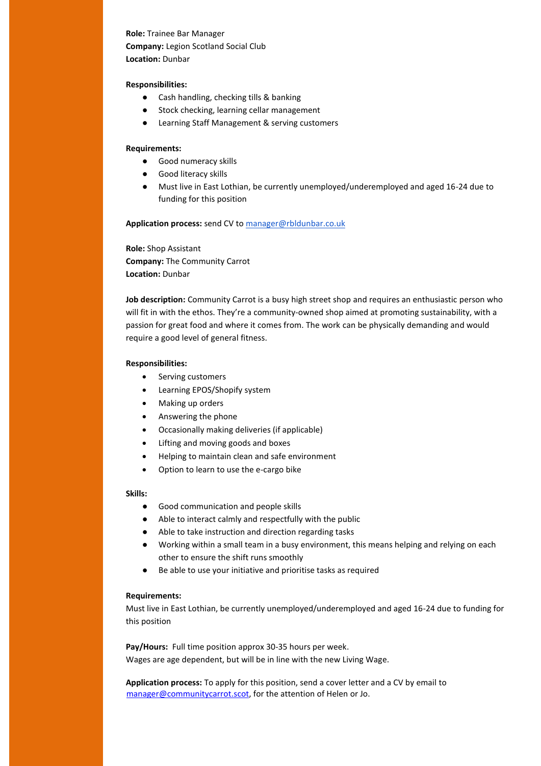**Role:** Trainee Bar Manager
**Company:** Legion Scotland Social Club
**Location:** Dunbar

**Responsibilities:**

- Cash handling, checking tills & banking
- Stock checking, learning cellar management
- Learning Staff Management & serving customers

**Requirements:**

- Good numeracy skills
- Good literacy skills
- Must live in East Lothian, be currently unemployed/underemployed and aged 16-24 due to funding for this position

**Application process:** send CV to [manager@rbldunbar.co.uk](mailto:manager@rbldunbar.co.uk)

**Role:** Shop Assistant
**Company:** The Community Carrot
**Location:** Dunbar

**Job description:** Community Carrot is a busy high street shop and requires an enthusiastic person who will fit in with the ethos. They're a community-owned shop aimed at promoting sustainability, with a passion for great food and where it comes from. The work can be physically demanding and would require a good level of general fitness.

**Responsibilities:**

- Serving customers
- Learning EPOS/Shopify system
- Making up orders
- Answering the phone
- Occasionally making deliveries (if applicable)
- Lifting and moving goods and boxes
- Helping to maintain clean and safe environment
- Option to learn to use the e-cargo bike

**Skills:**

- Good communication and people skills
- Able to interact calmly and respectfully with the public
- Able to take instruction and direction regarding tasks
- Working within a small team in a busy environment, this means helping and relying on each other to ensure the shift runs smoothly
- Be able to use your initiative and prioritise tasks as required

**Requirements:**
Must live in East Lothian, be currently unemployed/underemployed and aged 16-24 due to funding for this position

**Pay/Hours:** Full time position approx 30-35 hours per week.
Wages are age dependent, but will be in line with the new Living Wage.

**Application process:** To apply for this position, send a cover letter and a CV by email to [manager@communitycarrot.scot](mailto:manager@communitycarrot.scot), for the attention of Helen or Jo.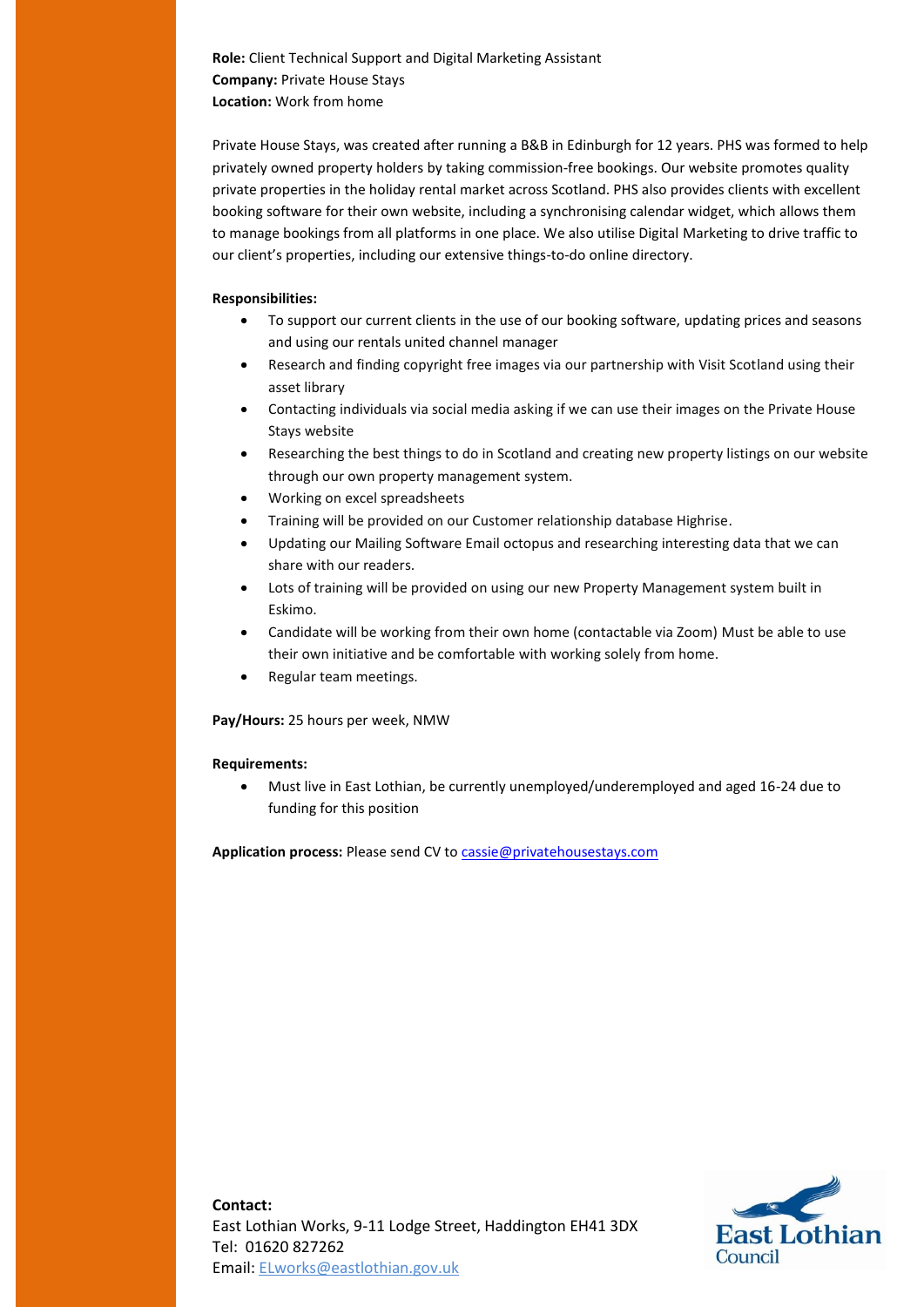**Role:** Client Technical Support and Digital Marketing Assistant
**Company:** Private House Stays
**Location:** Work from home

Private House Stays, was created after running a B&B in Edinburgh for 12 years. PHS was formed to help privately owned property holders by taking commission-free bookings. Our website promotes quality private properties in the holiday rental market across Scotland. PHS also provides clients with excellent booking software for their own website, including a synchronising calendar widget, which allows them to manage bookings from all platforms in one place. We also utilise Digital Marketing to drive traffic to our client's properties, including our extensive things-to-do online directory.

**Responsibilities:**

- To support our current clients in the use of our booking software, updating prices and seasons and using our rentals united channel manager
- Research and finding copyright free images via our partnership with Visit Scotland using their asset library
- Contacting individuals via social media asking if we can use their images on the Private House Stays website
- Researching the best things to do in Scotland and creating new property listings on our website through our own property management system.
- Working on excel spreadsheets
- Training will be provided on our Customer relationship database Highrise.
- Updating our Mailing Software Email octopus and researching interesting data that we can share with our readers.
- Lots of training will be provided on using our new Property Management system built in Eskimo.
- Candidate will be working from their own home (contactable via Zoom) Must be able to use their own initiative and be comfortable with working solely from home.
- Regular team meetings.

**Pay/Hours:** 25 hours per week, NMW

**Requirements:**

- Must live in East Lothian, be currently unemployed/underemployed and aged 16-24 due to funding for this position

**Application process:** Please send CV to cassie@privatehousestays.com

**Contact:**
East Lothian Works, 9-11 Lodge Street, Haddington EH41 3DX
Tel: 01620 827262
Email: ELworks@eastlothian.gov.uk

East Lothian Council